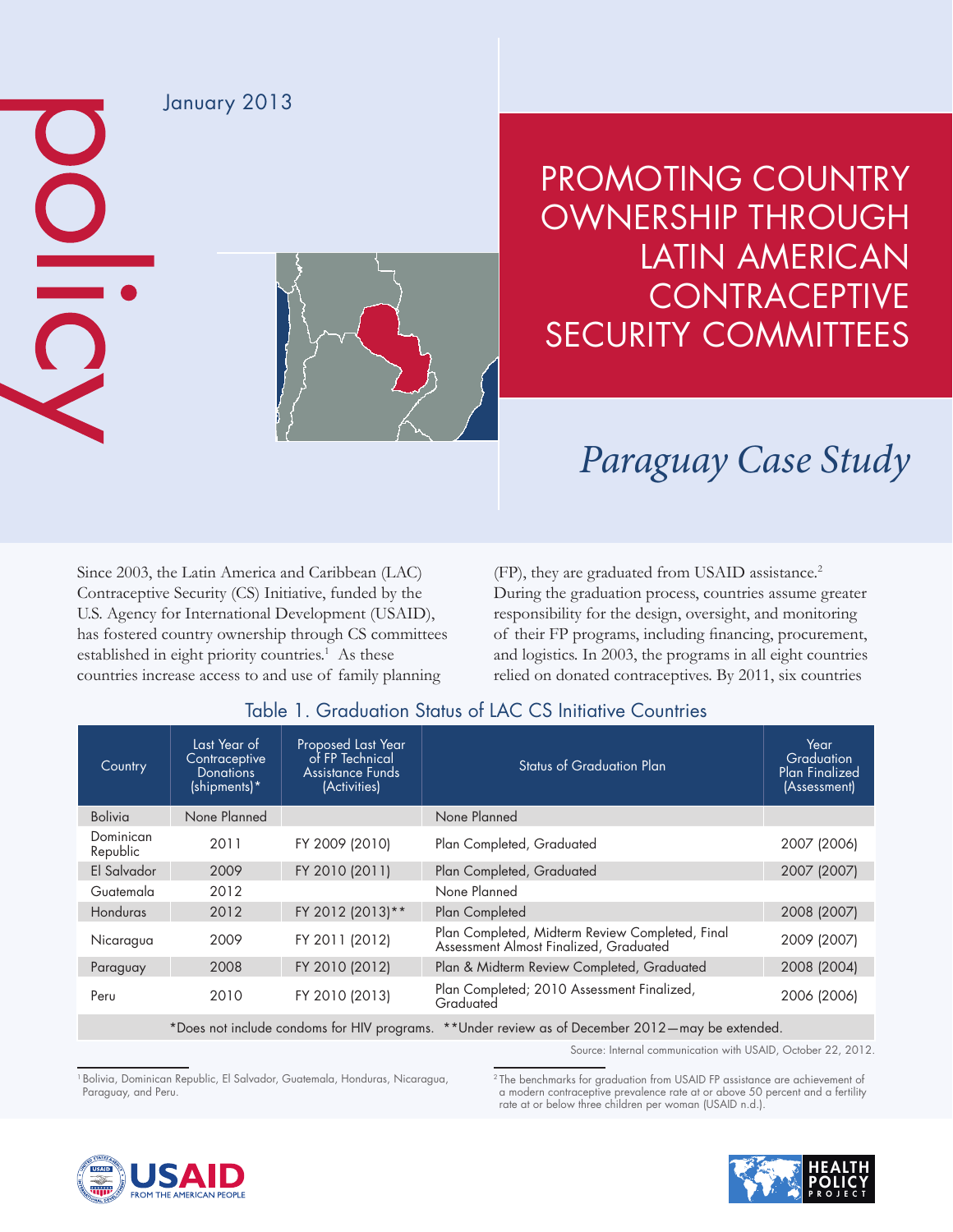policy

January 2013

# PROMOTING COUNTRY OWNERSHIP THROUGH LATIN AMERICAN CONTRACEPTIVE SECURITY COMMITTEES

## *Paraguay Case Study*

Since 2003, the Latin America and Caribbean (LAC) Contraceptive Security (CS) Initiative, funded by the U.S. Agency for International Development (USAID), has fostered country ownership through CS committees established in eight priority countries.[1] As these countries increase access to and use of family planning (FP), they are graduated from USAID assistance.[2] During the graduation process, countries assume greater responsibility for the design, oversight, and monitoring of their FP programs, including financing, procurement, and logistics. In 2003, the programs in all eight countries relied on donated contraceptives. By 2011, six countries

### Table 1. Graduation Status of LAC CS Initiative Countries

| Country | Last Year of Contraceptive Donations (shipments)* | Proposed Last Year of FP Technical Assistance Funds (Activities) | Status of Graduation Plan | Year Graduation Plan Finalized (Assessment) |
|---|---|---|---|---|
| Bolivia | None Planned | | None Planned | |
| Dominican Republic | 2011 | FY 2009 (2010) | Plan Completed, Graduated | 2007 (2006) |
| El Salvador | 2009 | FY 2010 (2011) | Plan Completed, Graduated | 2007 (2007) |
| Guatemala | 2012 | | None Planned | |
| Honduras | 2012 | FY 2012 (2013)** | Plan Completed | 2008 (2007) |
| Nicaragua | 2009 | FY 2011 (2012) | Plan Completed, Midterm Review Completed, Final Assessment Almost Finalized, Graduated | 2009 (2007) |
| Paraguay | 2008 | FY 2010 (2012) | Plan & Midterm Review Completed, Graduated | 2008 (2004) |
| Peru | 2010 | FY 2010 (2013) | Plan Completed; 2010 Assessment Finalized, Graduated | 2006 (2006) |

*Does not include condoms for HIV programs. **Under review as of December 2012—may be extended.

Source: Internal communication with USAID, October 22, 2012.

[1] Bolivia, Dominican Republic, El Salvador, Guatemala, Honduras, Nicaragua, Paraguay, and Peru.

[2] The benchmarks for graduation from USAID FP assistance are achievement of a modern contraceptive prevalence rate at or above 50 percent and a fertility rate at or below three children per woman (USAID n.d.).

USAID FROM THE AMERICAN PEOPLE

HEALTH POLICY PROJECT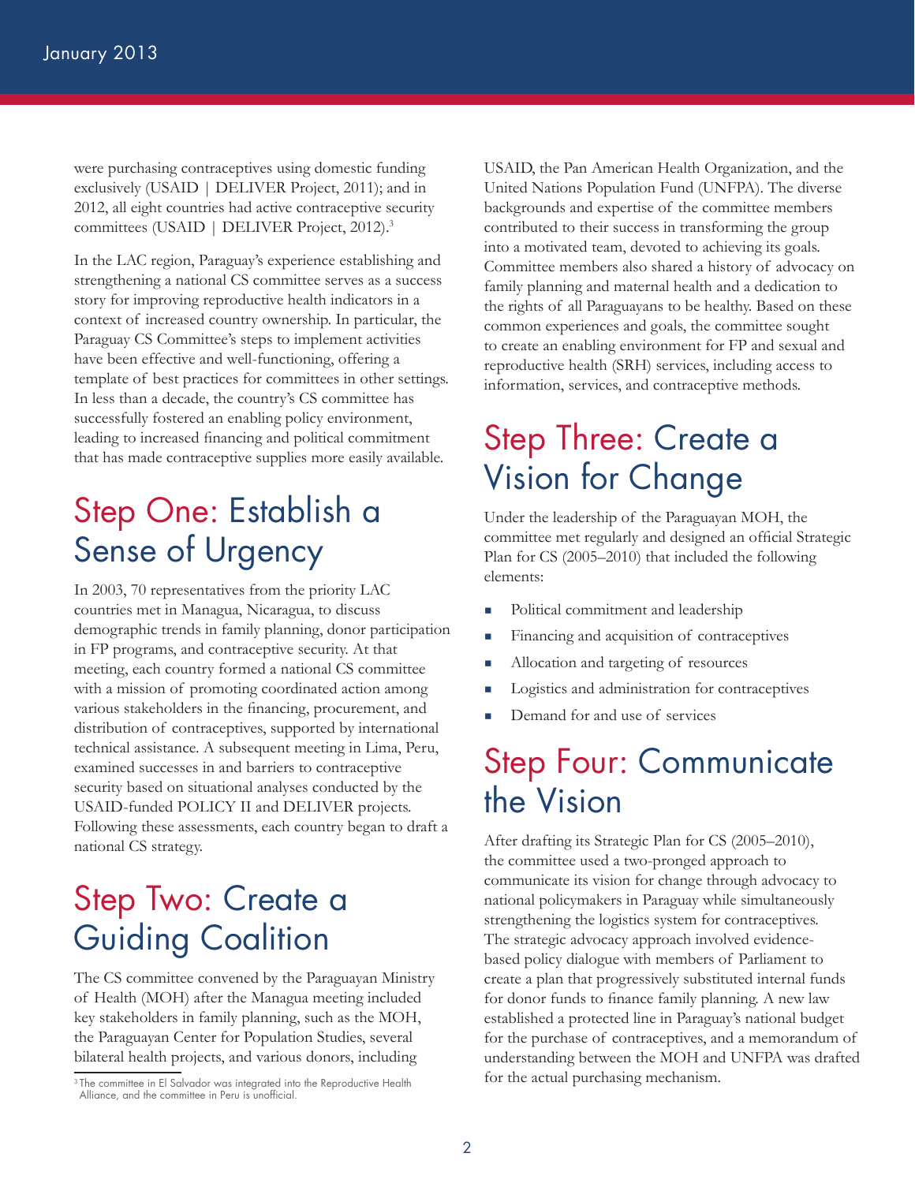were purchasing contraceptives using domestic funding exclusively (USAID | DELIVER Project, 2011); and in 2012, all eight countries had active contraceptive security committees (USAID | DELIVER Project, 2012).[3]

In the LAC region, Paraguay's experience establishing and strengthening a national CS committee serves as a success story for improving reproductive health indicators in a context of increased country ownership. In particular, the Paraguay CS Committee's steps to implement activities have been effective and well-functioning, offering a template of best practices for committees in other settings. In less than a decade, the country's CS committee has successfully fostered an enabling policy environment, leading to increased financing and political commitment that has made contraceptive supplies more easily available.

## Step One: Establish a Sense of Urgency

In 2003, 70 representatives from the priority LAC countries met in Managua, Nicaragua, to discuss demographic trends in family planning, donor participation in FP programs, and contraceptive security. At that meeting, each country formed a national CS committee with a mission of promoting coordinated action among various stakeholders in the financing, procurement, and distribution of contraceptives, supported by international technical assistance. A subsequent meeting in Lima, Peru, examined successes in and barriers to contraceptive security based on situational analyses conducted by the USAID-funded POLICY II and DELIVER projects. Following these assessments, each country began to draft a national CS strategy.

## Step Two: Create a Guiding Coalition

The CS committee convened by the Paraguayan Ministry of Health (MOH) after the Managua meeting included key stakeholders in family planning, such as the MOH, the Paraguayan Center for Population Studies, several bilateral health projects, and various donors, including USAID, the Pan American Health Organization, and the United Nations Population Fund (UNFPA). The diverse backgrounds and expertise of the committee members contributed to their success in transforming the group into a motivated team, devoted to achieving its goals. Committee members also shared a history of advocacy on family planning and maternal health and a dedication to the rights of all Paraguayans to be healthy. Based on these common experiences and goals, the committee sought to create an enabling environment for FP and sexual and reproductive health (SRH) services, including access to information, services, and contraceptive methods.

## Step Three: Create a Vision for Change

Under the leadership of the Paraguayan MOH, the committee met regularly and designed an official Strategic Plan for CS (2005–2010) that included the following elements:

- Political commitment and leadership
- Financing and acquisition of contraceptives
- Allocation and targeting of resources
- Logistics and administration for contraceptives
- Demand for and use of services

## Step Four: Communicate the Vision

After drafting its Strategic Plan for CS (2005–2010), the committee used a two-pronged approach to communicate its vision for change through advocacy to national policymakers in Paraguay while simultaneously strengthening the logistics system for contraceptives. The strategic advocacy approach involved evidence-based policy dialogue with members of Parliament to create a plan that progressively substituted internal funds for donor funds to finance family planning. A new law established a protected line in Paraguay's national budget for the purchase of contraceptives, and a memorandum of understanding between the MOH and UNFPA was drafted for the actual purchasing mechanism.

---

[3] The committee in El Salvador was integrated into the Reproductive Health Alliance, and the committee in Peru is unofficial.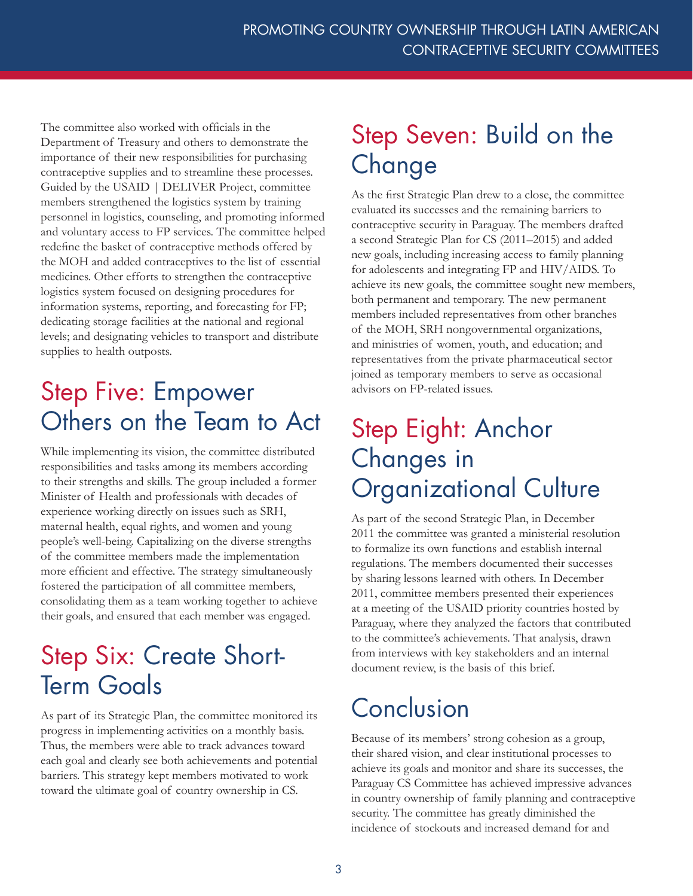The committee also worked with officials in the Department of Treasury and others to demonstrate the importance of their new responsibilities for purchasing contraceptive supplies and to streamline these processes. Guided by the USAID | DELIVER Project, committee members strengthened the logistics system by training personnel in logistics, counseling, and promoting informed and voluntary access to FP services. The committee helped redefine the basket of contraceptive methods offered by the MOH and added contraceptives to the list of essential medicines. Other efforts to strengthen the contraceptive logistics system focused on designing procedures for information systems, reporting, and forecasting for FP; dedicating storage facilities at the national and regional levels; and designating vehicles to transport and distribute supplies to health outposts.

## Step Five: Empower Others on the Team to Act

While implementing its vision, the committee distributed responsibilities and tasks among its members according to their strengths and skills. The group included a former Minister of Health and professionals with decades of experience working directly on issues such as SRH, maternal health, equal rights, and women and young people's well-being. Capitalizing on the diverse strengths of the committee members made the implementation more efficient and effective. The strategy simultaneously fostered the participation of all committee members, consolidating them as a team working together to achieve their goals, and ensured that each member was engaged.

## Step Six: Create Short-Term Goals

As part of its Strategic Plan, the committee monitored its progress in implementing activities on a monthly basis. Thus, the members were able to track advances toward each goal and clearly see both achievements and potential barriers. This strategy kept members motivated to work toward the ultimate goal of country ownership in CS.

## Step Seven: Build on the Change

As the first Strategic Plan drew to a close, the committee evaluated its successes and the remaining barriers to contraceptive security in Paraguay. The members drafted a second Strategic Plan for CS (2011–2015) and added new goals, including increasing access to family planning for adolescents and integrating FP and HIV/AIDS. To achieve its new goals, the committee sought new members, both permanent and temporary. The new permanent members included representatives from other branches of the MOH, SRH nongovernmental organizations, and ministries of women, youth, and education; and representatives from the private pharmaceutical sector joined as temporary members to serve as occasional advisors on FP-related issues.

## Step Eight: Anchor Changes in Organizational Culture

As part of the second Strategic Plan, in December 2011 the committee was granted a ministerial resolution to formalize its own functions and establish internal regulations. The members documented their successes by sharing lessons learned with others. In December 2011, committee members presented their experiences at a meeting of the USAID priority countries hosted by Paraguay, where they analyzed the factors that contributed to the committee's achievements. That analysis, drawn from interviews with key stakeholders and an internal document review, is the basis of this brief.

## Conclusion

Because of its members' strong cohesion as a group, their shared vision, and clear institutional processes to achieve its goals and monitor and share its successes, the Paraguay CS Committee has achieved impressive advances in country ownership of family planning and contraceptive security. The committee has greatly diminished the incidence of stockouts and increased demand for and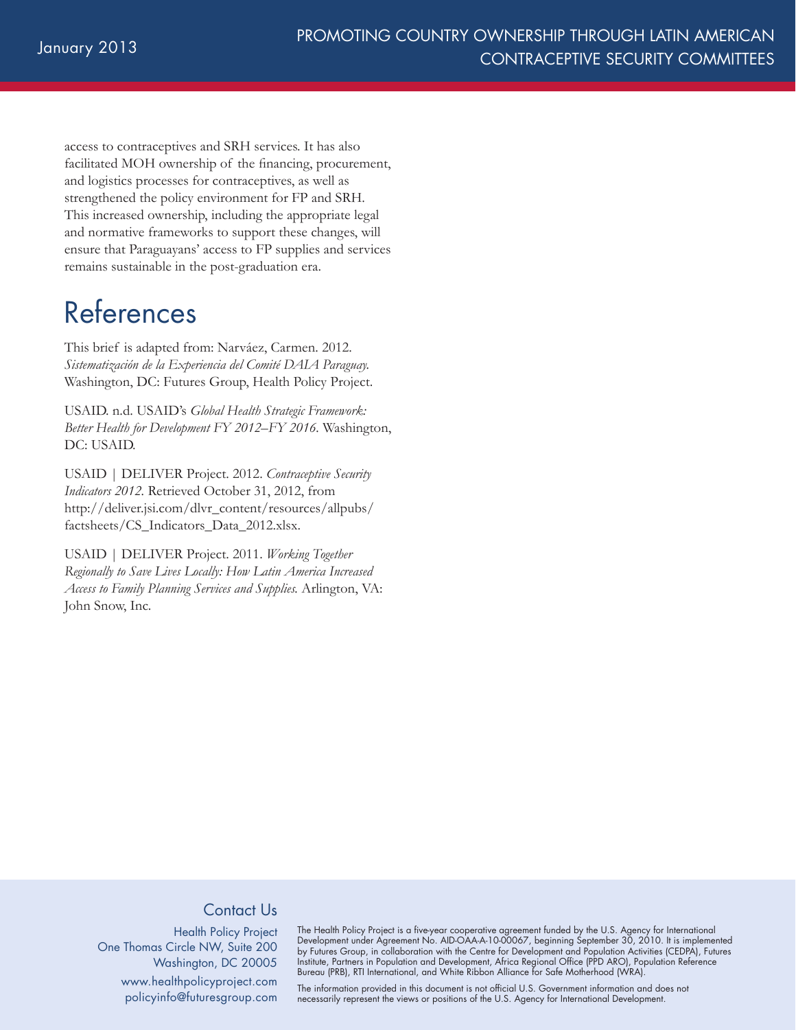access to contraceptives and SRH services. It has also facilitated MOH ownership of the financing, procurement, and logistics processes for contraceptives, as well as strengthened the policy environment for FP and SRH. This increased ownership, including the appropriate legal and normative frameworks to support these changes, will ensure that Paraguayans' access to FP supplies and services remains sustainable in the post-graduation era.

# References

This brief is adapted from: Narváez, Carmen. 2012. *Sistematización de la Experiencia del Comité DAIA Paraguay.* Washington, DC: Futures Group, Health Policy Project.

USAID. n.d. USAID's *Global Health Strategic Framework: Better Health for Development FY 2012–FY 2016.* Washington, DC: USAID.

USAID | DELIVER Project. 2012. *Contraceptive Security Indicators 2012.* Retrieved October 31, 2012, from http://deliver.jsi.com/dlvr_content/resources/allpubs/factsheets/CS_Indicators_Data_2012.xlsx.

USAID | DELIVER Project. 2011. *Working Together Regionally to Save Lives Locally: How Latin America Increased Access to Family Planning Services and Supplies.* Arlington, VA: John Snow, Inc.

## Contact Us

Health Policy Project
One Thomas Circle NW, Suite 200
Washington, DC 20005
www.healthpolicyproject.com
policyinfo@futuresgroup.com

The Health Policy Project is a five-year cooperative agreement funded by the U.S. Agency for International Development under Agreement No. AID-OAA-A-10-00067, beginning September 30, 2010. It is implemented by Futures Group, in collaboration with the Centre for Development and Population Activities (CEDPA), Futures Institute, Partners in Population and Development, Africa Regional Office (PPD ARO), Population Reference Bureau (PRB), RTI International, and White Ribbon Alliance for Safe Motherhood (WRA).

The information provided in this document is not official U.S. Government information and does not necessarily represent the views or positions of the U.S. Agency for International Development.